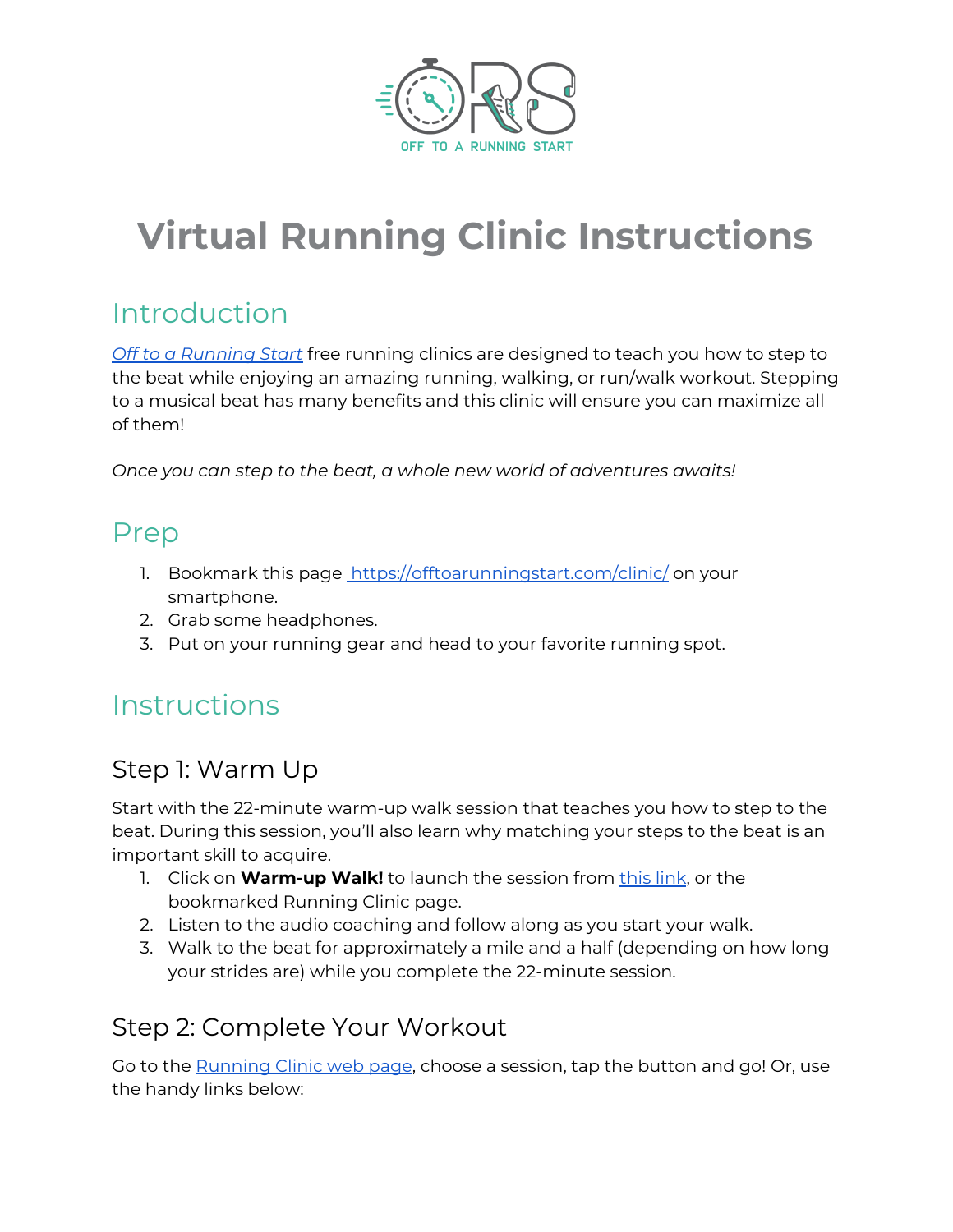OFF TO A RUNNING START

# Virtual Running Clinic Instructions

## Introduction

*Off to a Running Start* free running clinics are designed to teach you how to step to the beat while enjoying an amazing running, walking, or run/walk workout. Stepping to a musical beat has many benefits and this clinic will ensure you can maximize all of them!

*Once you can step to the beat, a whole new world of adventures awaits!*

## Prep

1. Bookmark this page https://offtoarunningstart.com/clinic/ on your smartphone.
2. Grab some headphones.
3. Put on your running gear and head to your favorite running spot.

## Instructions

### Step 1: Warm Up

Start with the 22-minute warm-up walk session that teaches you how to step to the beat. During this session, you'll also learn why matching your steps to the beat is an important skill to acquire.

1. Click on **Warm-up Walk!** to launch the session from this link, or the bookmarked Running Clinic page.
2. Listen to the audio coaching and follow along as you start your walk.
3. Walk to the beat for approximately a mile and a half (depending on how long your strides are) while you complete the 22-minute session.

### Step 2: Complete Your Workout

Go to the Running Clinic web page, choose a session, tap the button and go! Or, use the handy links below: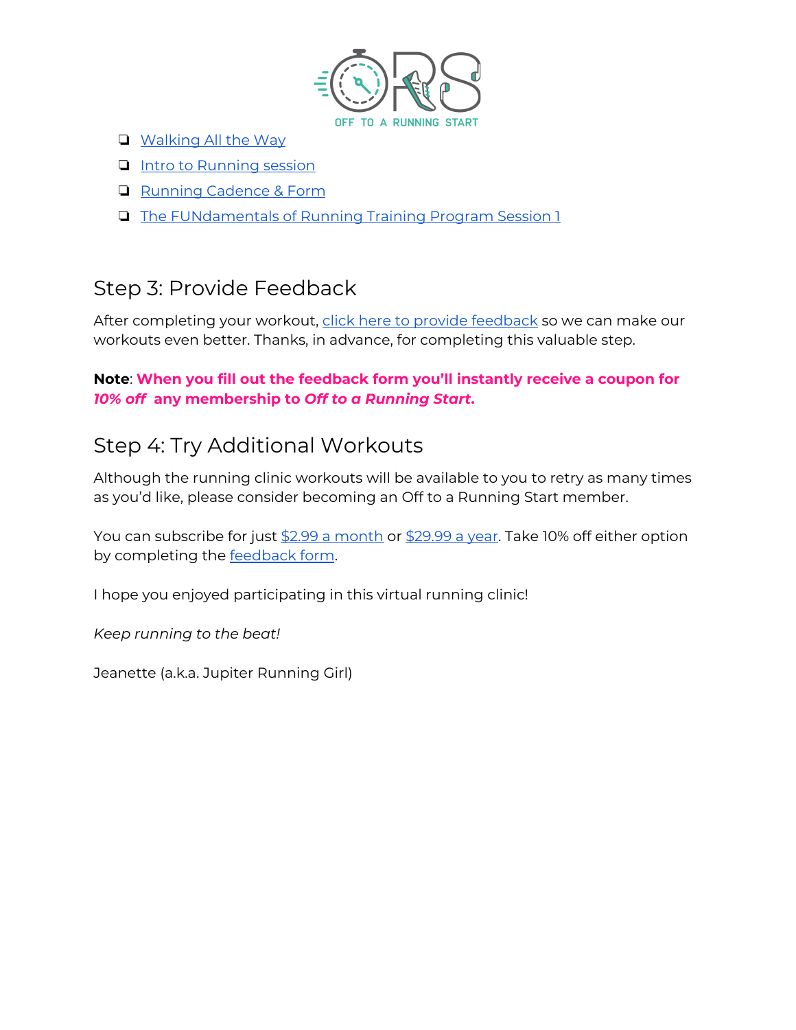- [ ] Walking All the Way
- [ ] Intro to Running session
- [ ] Running Cadence & Form
- [ ] The FUNdamentals of Running Training Program Session 1

## Step 3: Provide Feedback

After completing your workout, click here to provide feedback so we can make our workouts even better. Thanks, in advance, for completing this valuable step.

**Note**: **When you fill out the feedback form you'll instantly receive a coupon for *10% off* any membership to *Off to a Running Start*.**

## Step 4: Try Additional Workouts

Although the running clinic workouts will be available to you to retry as many times as you'd like, please consider becoming an Off to a Running Start member.

You can subscribe for just $2.99 a month or $29.99 a year. Take 10% off either option by completing the feedback form.

I hope you enjoyed participating in this virtual running clinic!

*Keep running to the beat!*

Jeanette (a.k.a. Jupiter Running Girl)